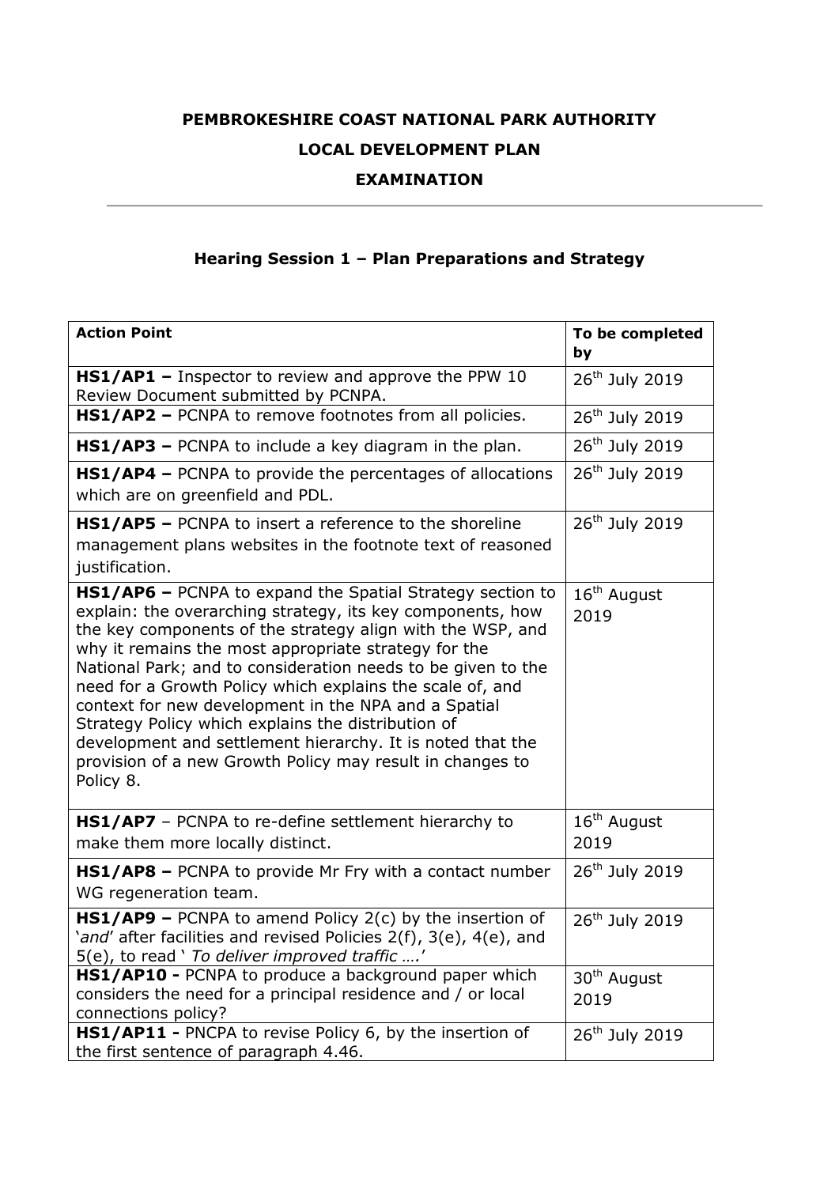# PEMBROKESHIRE COAST NATIONAL PARK AUTHORITY

## LOCAL DEVELOPMENT PLAN

## EXAMINATION

---

### Hearing Session 1 – Plan Preparations and Strategy

| Action Point | To be completed by |
| --- | --- |
| **HS1/AP1 –** Inspector to review and approve the PPW 10 Review Document submitted by PCNPA. | 26th July 2019 |
| **HS1/AP2 –** PCNPA to remove footnotes from all policies. | 26th July 2019 |
| **HS1/AP3 –** PCNPA to include a key diagram in the plan. | 26th July 2019 |
| **HS1/AP4 –** PCNPA to provide the percentages of allocations which are on greenfield and PDL. | 26th July 2019 |
| **HS1/AP5 –** PCNPA to insert a reference to the shoreline management plans websites in the footnote text of reasoned justification. | 26th July 2019 |
| **HS1/AP6 –** PCNPA to expand the Spatial Strategy section to explain: the overarching strategy, its key components, how the key components of the strategy align with the WSP, and why it remains the most appropriate strategy for the National Park; and to consideration needs to be given to the need for a Growth Policy which explains the scale of, and context for new development in the NPA and a Spatial Strategy Policy which explains the distribution of development and settlement hierarchy. It is noted that the provision of a new Growth Policy may result in changes to Policy 8. | 16th August 2019 |
| **HS1/AP7** – PCNPA to re-define settlement hierarchy to make them more locally distinct. | 16th August 2019 |
| **HS1/AP8 –** PCNPA to provide Mr Fry with a contact number WG regeneration team. | 26th July 2019 |
| **HS1/AP9 –** PCNPA to amend Policy 2(c) by the insertion of '*and*' after facilities and revised Policies 2(f), 3(e), 4(e), and 5(e), to read ' *To deliver improved traffic ….*' | 26th July 2019 |
| **HS1/AP10 -** PCNPA to produce a background paper which considers the need for a principal residence and / or local connections policy? | 30th August 2019 |
| **HS1/AP11 -** PNCPA to revise Policy 6, by the insertion of the first sentence of paragraph 4.46. | 26th July 2019 |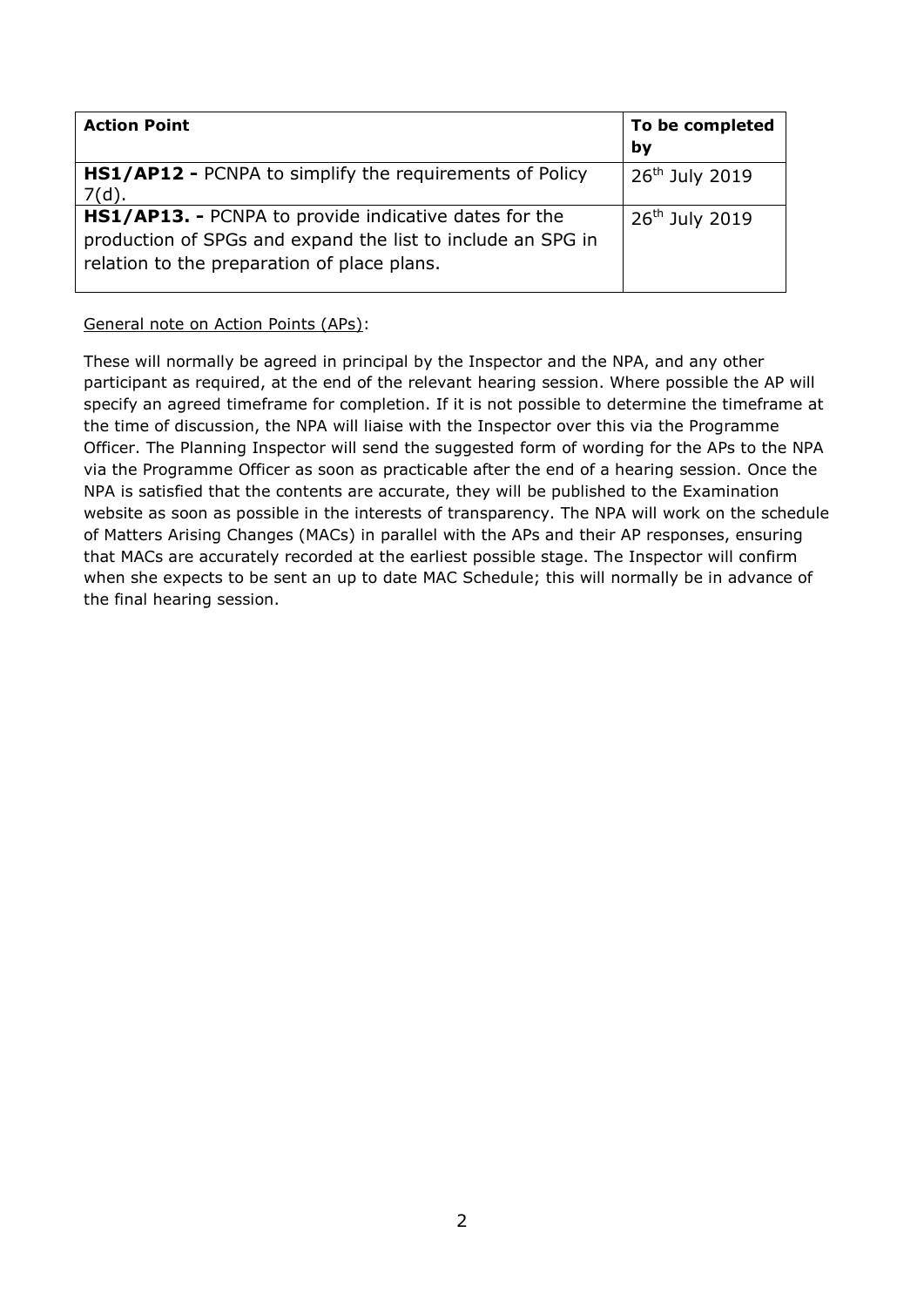| **Action Point** | **To be completed by** |
|---|---|
| **HS1/AP12 -** PCNPA to simplify the requirements of Policy 7(d). | 26th July 2019 |
| **HS1/AP13. -** PCNPA to provide indicative dates for the production of SPGs and expand the list to include an SPG in relation to the preparation of place plans. | 26th July 2019 |

General note on Action Points (APs):

These will normally be agreed in principal by the Inspector and the NPA, and any other participant as required, at the end of the relevant hearing session. Where possible the AP will specify an agreed timeframe for completion. If it is not possible to determine the timeframe at the time of discussion, the NPA will liaise with the Inspector over this via the Programme Officer. The Planning Inspector will send the suggested form of wording for the APs to the NPA via the Programme Officer as soon as practicable after the end of a hearing session. Once the NPA is satisfied that the contents are accurate, they will be published to the Examination website as soon as possible in the interests of transparency. The NPA will work on the schedule of Matters Arising Changes (MACs) in parallel with the APs and their AP responses, ensuring that MACs are accurately recorded at the earliest possible stage. The Inspector will confirm when she expects to be sent an up to date MAC Schedule; this will normally be in advance of the final hearing session.